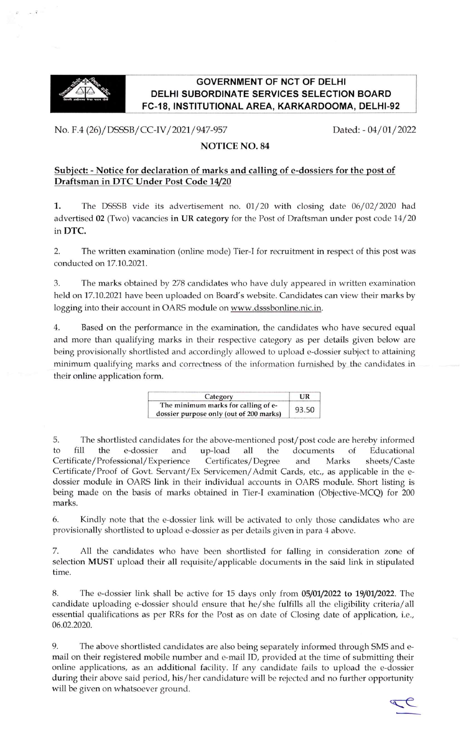**GOVERNMENT OF NCT OF DELHI**
**DELHI SUBORDINATE SERVICES SELECTION BOARD**
**FC-18, INSTITUTIONAL AREA, KARKARDOOMA, DELHI-92**

No. F.4 (26)/DSSSB/CC-IV/2021/947-957 Dated: - 04/01/2022

**NOTICE NO. 84**

**Subject: - Notice for declaration of marks and calling of e-dossiers for the post of Draftsman in DTC Under Post Code 14/20**

1. The DSSSB vide its advertisement no. 01/20 with closing date 06/02/2020 had advertised **02** (Two) vacancies **in UR category** for the Post of Draftsman under post code 14/20 in **DTC.**

2. The written examination (online mode) Tier-I for recruitment in respect of this post was conducted on 17.10.2021.

3. The marks obtained by 278 candidates who have duly appeared in written examination held on 17.10.2021 have been uploaded on Board's website. Candidates can view their marks by logging into their account in OARS module on www.dsssbonline.nic.in.

4. Based on the performance in the examination, the candidates who have secured equal and more than qualifying marks in their respective category as per details given below are being provisionally shortlisted and accordingly allowed to upload e-dossier subject to attaining minimum qualifying marks and correctness of the information furnished by the candidates in their online application form.

| Category | UR |
|---|---|
| The minimum marks for calling of e-dossier purpose only (out of 200 marks) | 93.50 |

5. The shortlisted candidates for the above-mentioned post/post code are hereby informed to fill the e-dossier and up-load all the documents of Educational Certificate/Professional/Experience Certificates/Degree and Marks sheets/Caste Certificate/Proof of Govt. Servant/Ex Servicemen/Admit Cards, etc., as applicable in the e-dossier module in OARS link in their individual accounts in OARS module. Short listing is being made on the basis of marks obtained in Tier-I examination (Objective-MCQ) for 200 marks.

6. Kindly note that the e-dossier link will be activated to only those candidates who are provisionally shortlisted to upload e-dossier as per details given in para 4 above.

7. All the candidates who have been shortlisted for falling in consideration zone of selection **MUST** upload their all requisite/applicable documents in the said link in stipulated time.

8. The e-dossier link shall be active for 15 days only from **05/01/2022 to 19/01/2022.** The candidate uploading e-dossier should ensure that he/she fulfills all the eligibility criteria/all essential qualifications as per RRs for the Post as on date of Closing date of application, i.e., 06.02.2020.

9. The above shortlisted candidates are also being separately informed through SMS and e-mail on their registered mobile number and e-mail ID, provided at the time of submitting their online applications, as an additional facility. If any candidate fails to upload the e-dossier during their above said period, his/her candidature will be rejected and no further opportunity will be given on whatsoever ground.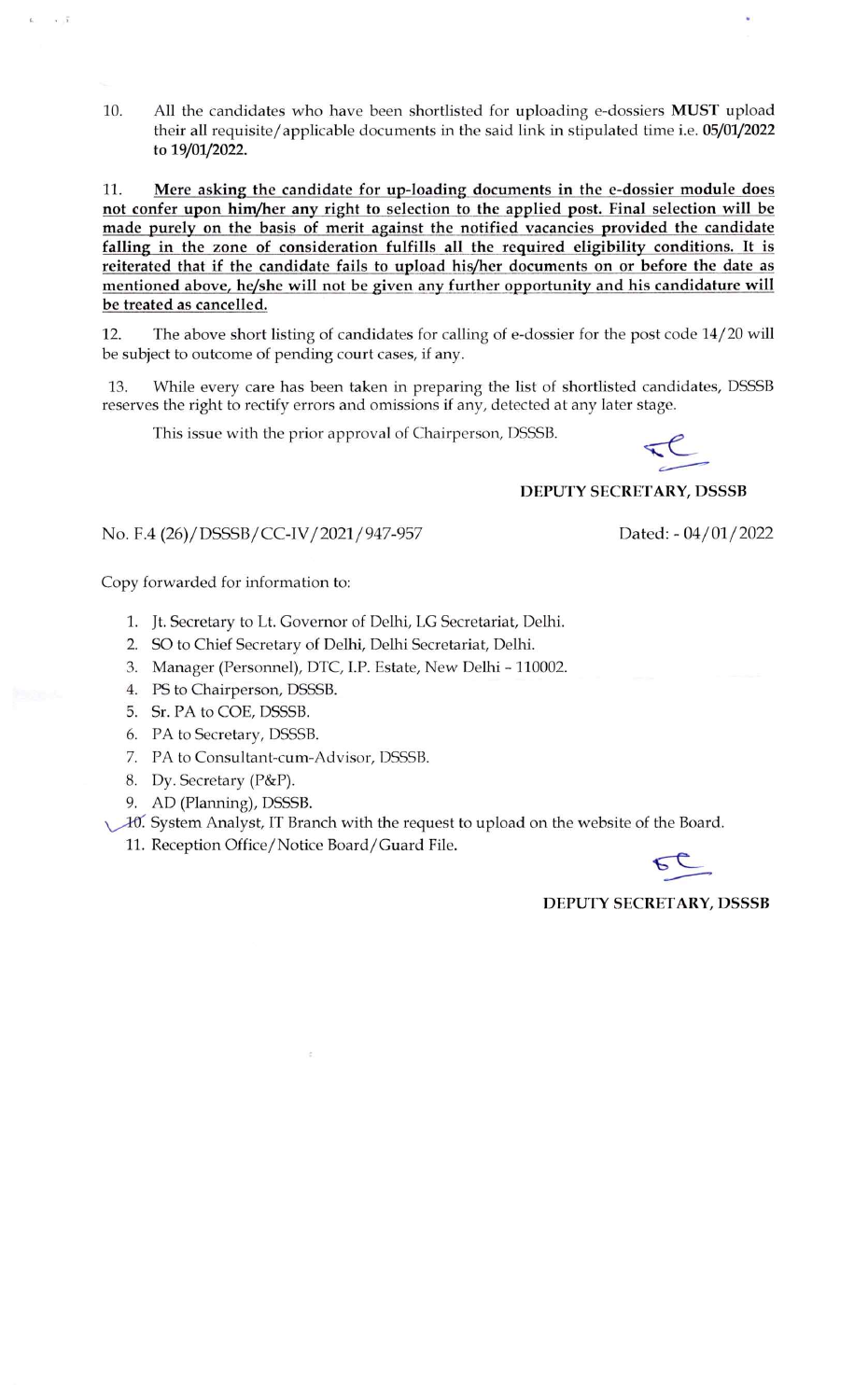10. All the candidates who have been shortlisted for uploading e-dossiers **MUST** upload their all requisite/applicable documents in the said link in stipulated time i.e. **05/01/2022 to 19/01/2022.**

11. **Mere asking the candidate for up-loading documents in the e-dossier module does not confer upon him/her any right to selection to the applied post. Final selection will be made purely on the basis of merit against the notified vacancies provided the candidate falling in the zone of consideration fulfills all the required eligibility conditions. It is reiterated that if the candidate fails to upload his/her documents on or before the date as mentioned above, he/she will not be given any further opportunity and his candidature will be treated as cancelled.**

12. The above short listing of candidates for calling of e-dossier for the post code 14/20 will be subject to outcome of pending court cases, if any.

13. While every care has been taken in preparing the list of shortlisted candidates, DSSSB reserves the right to rectify errors and omissions if any, detected at any later stage.

This issue with the prior approval of Chairperson, DSSSB.

**DEPUTY SECRETARY, DSSSB**

No. F.4 (26)/DSSSB/CC-IV/2021/947-957

Dated: - 04/01/2022

Copy forwarded for information to:

1. Jt. Secretary to Lt. Governor of Delhi, LG Secretariat, Delhi.
2. SO to Chief Secretary of Delhi, Delhi Secretariat, Delhi.
3. Manager (Personnel), DTC, I.P. Estate, New Delhi - 110002.
4. PS to Chairperson, DSSSB.
5. Sr. PA to COE, DSSSB.
6. PA to Secretary, DSSSB.
7. PA to Consultant-cum-Advisor, DSSSB.
8. Dy. Secretary (P&P).
9. AD (Planning), DSSSB.
10. System Analyst, IT Branch with the request to upload on the website of the Board.
11. Reception Office/Notice Board/Guard File.

**DEPUTY SECRETARY, DSSSB**